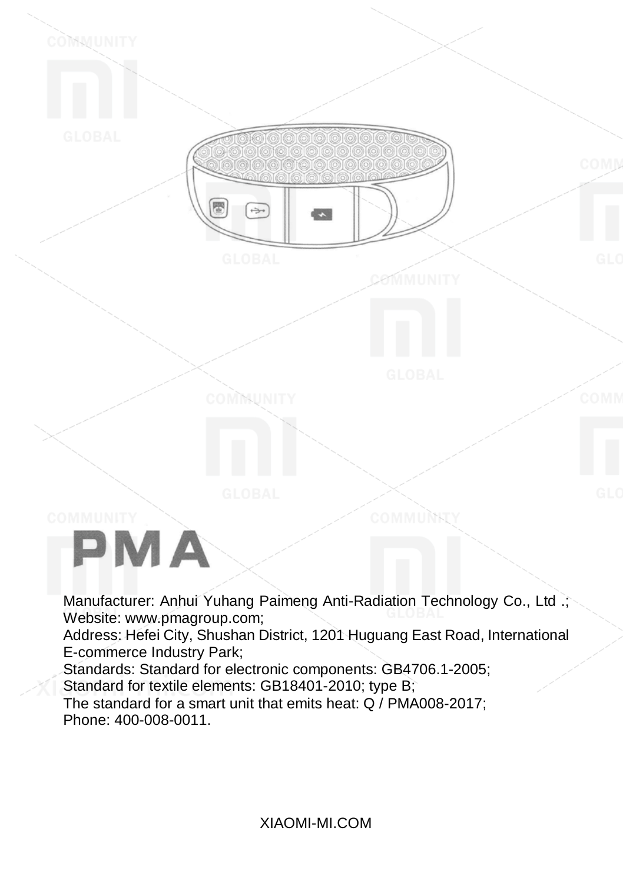# PMA

Manufacturer: Anhui Yuhang Paimeng Anti-Radiation Technology Co., Ltd .;
Website: www.pmagroup.com;
Address: Hefei City, Shushan District, 1201 Huguang East Road, International E-commerce Industry Park;
Standards: Standard for electronic components: GB4706.1-2005;
Standard for textile elements: GB18401-2010; type B;
The standard for a smart unit that emits heat: Q / PMA008-2017;
Phone: 400-008-0011.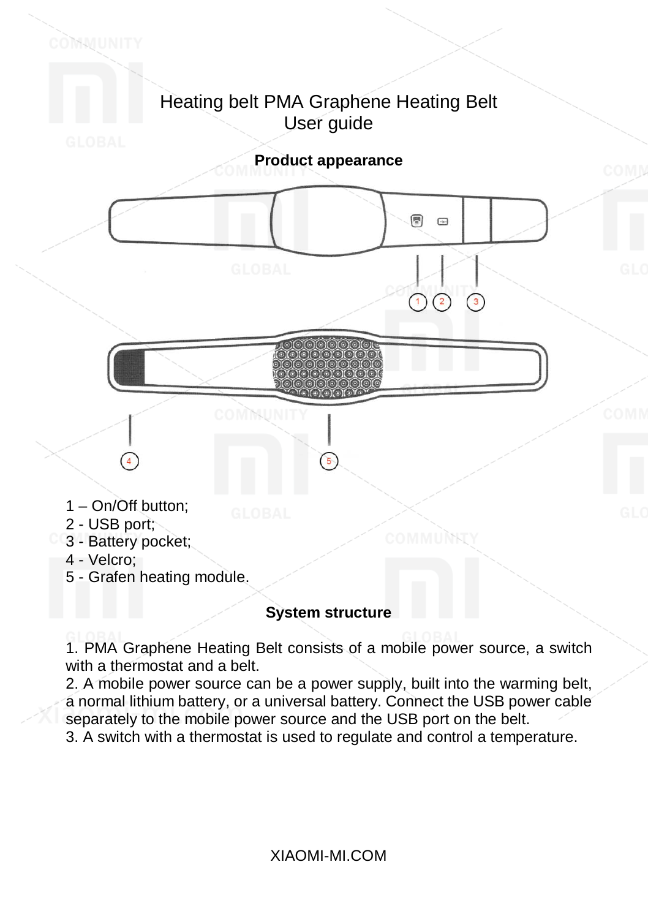# Heating belt PMA Graphene Heating Belt User guide

## Product appearance

1 – On/Off button;
2 - USB port;
3 - Battery pocket;
4 - Velcro;
5 - Grafen heating module.

## System structure

1. PMA Graphene Heating Belt consists of a mobile power source, a switch with a thermostat and a belt.
2. A mobile power source can be a power supply, built into the warming belt, a normal lithium battery, or a universal battery. Connect the USB power cable separately to the mobile power source and the USB port on the belt.
3. A switch with a thermostat is used to regulate and control a temperature.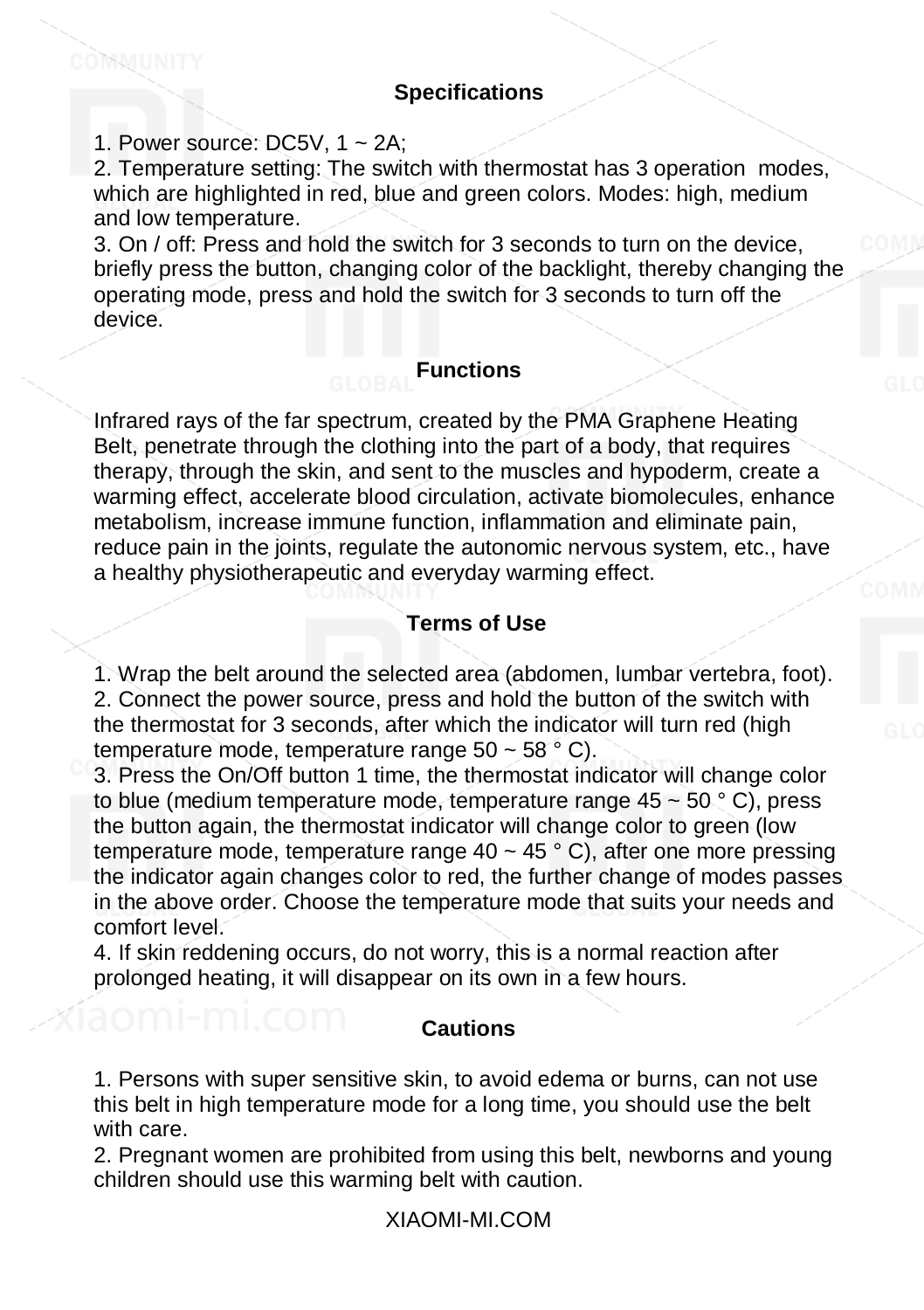## Specifications

1. Power source: DC5V, 1 ~ 2A;
2. Temperature setting: The switch with thermostat has 3 operation modes, which are highlighted in red, blue and green colors. Modes: high, medium and low temperature.
3. On / off: Press and hold the switch for 3 seconds to turn on the device, briefly press the button, changing color of the backlight, thereby changing the operating mode, press and hold the switch for 3 seconds to turn off the device.

## Functions

Infrared rays of the far spectrum, created by the PMA Graphene Heating Belt, penetrate through the clothing into the part of a body, that requires therapy, through the skin, and sent to the muscles and hypoderm, create a warming effect, accelerate blood circulation, activate biomolecules, enhance metabolism, increase immune function, inflammation and eliminate pain, reduce pain in the joints, regulate the autonomic nervous system, etc., have a healthy physiotherapeutic and everyday warming effect.

## Terms of Use

1. Wrap the belt around the selected area (abdomen, lumbar vertebra, foot).
2. Connect the power source, press and hold the button of the switch with the thermostat for 3 seconds, after which the indicator will turn red (high temperature mode, temperature range 50 ~ 58 ° C).
3. Press the On/Off button 1 time, the thermostat indicator will change color to blue (medium temperature mode, temperature range 45 ~ 50 ° C), press the button again, the thermostat indicator will change color to green (low temperature mode, temperature range 40 ~ 45 ° C), after one more pressing the indicator again changes color to red, the further change of modes passes in the above order. Choose the temperature mode that suits your needs and comfort level.
4. If skin reddening occurs, do not worry, this is a normal reaction after prolonged heating, it will disappear on its own in a few hours.

## Cautions

1. Persons with super sensitive skin, to avoid edema or burns, can not use this belt in high temperature mode for a long time, you should use the belt with care.
2. Pregnant women are prohibited from using this belt, newborns and young children should use this warming belt with caution.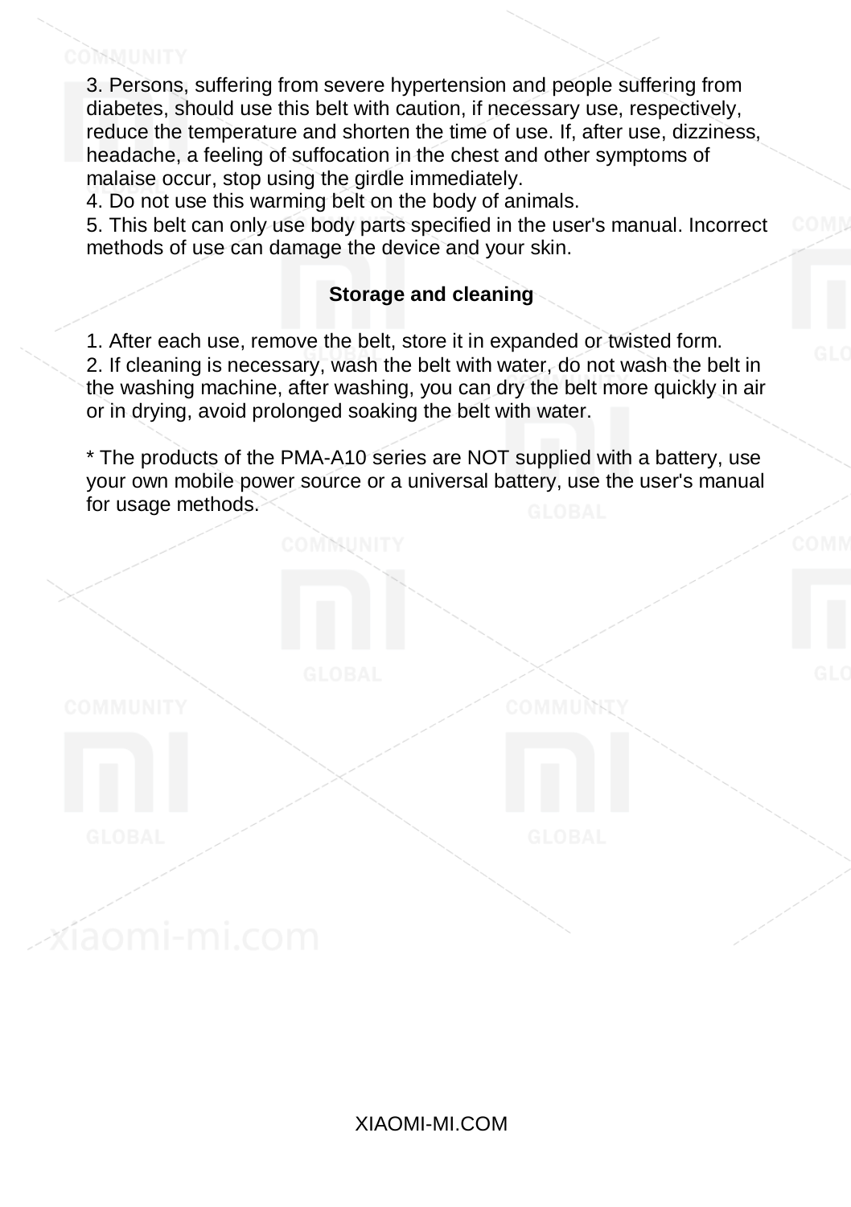3. Persons, suffering from severe hypertension and people suffering from diabetes, should use this belt with caution, if necessary use, respectively, reduce the temperature and shorten the time of use. If, after use, dizziness, headache, a feeling of suffocation in the chest and other symptoms of malaise occur, stop using the girdle immediately.
4. Do not use this warming belt on the body of animals.
5. This belt can only use body parts specified in the user's manual. Incorrect methods of use can damage the device and your skin.

## Storage and cleaning

1. After each use, remove the belt, store it in expanded or twisted form.
2. If cleaning is necessary, wash the belt with water, do not wash the belt in the washing machine, after washing, you can dry the belt more quickly in air or in drying, avoid prolonged soaking the belt with water.

* The products of the PMA-A10 series are NOT supplied with a battery, use your own mobile power source or a universal battery, use the user's manual for usage methods.